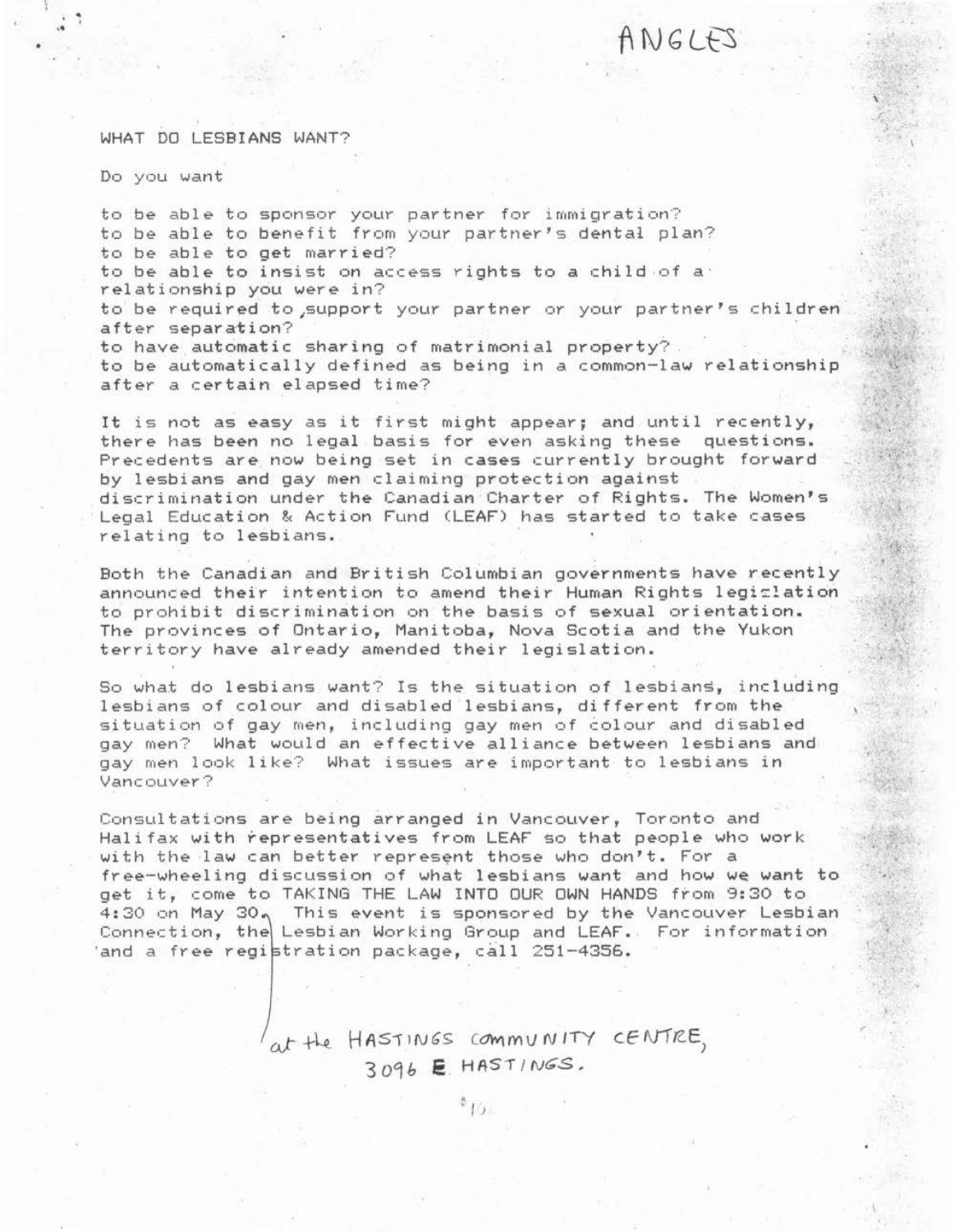ANGLES

## WHAT DO LESBIANS WANT?

Do you want

to be able to sponsor your partner for immigration?
to be able to benefit from your partner's dental plan?
to be able to get married?
to be able to insist on access rights to a child of a relationship you were in?
to be required to support your partner or your partner's children after separation?
to have automatic sharing of matrimonial property?
to be automatically defined as being in a common-law relationship after a certain elapsed time?

It is not as easy as it first might appear; and until recently, there has been no legal basis for even asking these questions. Precedents are now being set in cases currently brought forward by lesbians and gay men claiming protection against discrimination under the Canadian Charter of Rights. The Women's Legal Education & Action Fund (LEAF) has started to take cases relating to lesbians.

Both the Canadian and British Columbian governments have recently announced their intention to amend their Human Rights legislation to prohibit discrimination on the basis of sexual orientation. The provinces of Ontario, Manitoba, Nova Scotia and the Yukon territory have already amended their legislation.

So what do lesbians want? Is the situation of lesbians, including lesbians of colour and disabled lesbians, different from the situation of gay men, including gay men of colour and disabled gay men? What would an effective alliance between lesbians and gay men look like? What issues are important to lesbians in Vancouver?

Consultations are being arranged in Vancouver, Toronto and Halifax with representatives from LEAF so that people who work with the law can better represent those who don't. For a free-wheeling discussion of what lesbians want and how we want to get it, come to TAKING THE LAW INTO OUR OWN HANDS from 9:30 to 4:30 on May 30, at the HASTINGS COMMUNITY CENTRE, 3096 E HASTINGS. This event is sponsored by the Vancouver Lesbian Connection, the Lesbian Working Group and LEAF. For information and a free registration package, call 251-4356.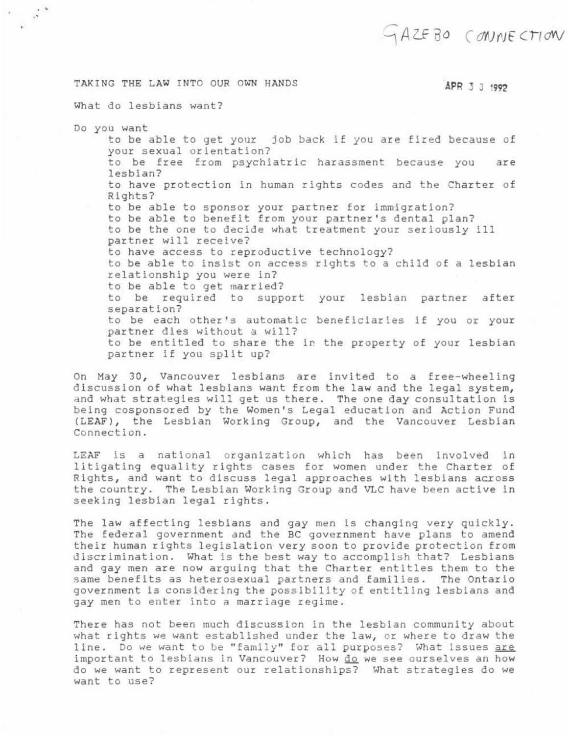GAZEBO CONNECTION

TAKING THE LAW INTO OUR OWN HANDS

APR 30 1992

What do lesbians want?

Do you want

- to be able to get your job back if you are fired because of your sexual orientation?
- to be free from psychiatric harassment because you are lesbian?
- to have protection in human rights codes and the Charter of Rights?
- to be able to sponsor your partner for immigration?
- to be able to benefit from your partner's dental plan?
- to be the one to decide what treatment your seriously ill partner will receive?
- to have access to reproductive technology?
- to be able to insist on access rights to a child of a lesbian relationship you were in?
- to be able to get married?
- to be required to support your lesbian partner after separation?
- to be each other's automatic beneficiaries if you or your partner dies without a will?
- to be entitled to share the in the property of your lesbian partner if you split up?

On May 30, Vancouver lesbians are invited to a free-wheeling discussion of what lesbians want from the law and the legal system, and what strategies will get us there. The one day consultation is being cosponsored by the Women's Legal education and Action Fund (LEAF), the Lesbian Working Group, and the Vancouver Lesbian Connection.

LEAF is a national organization which has been involved in litigating equality rights cases for women under the Charter of Rights, and want to discuss legal approaches with lesbians across the country. The Lesbian Working Group and VLC have been active in seeking lesbian legal rights.

The law affecting lesbians and gay men is changing very quickly. The federal government and the BC government have plans to amend their human rights legislation very soon to provide protection from discrimination. What is the best way to accomplish that? Lesbians and gay men are now arguing that the Charter entitles them to the same benefits as heterosexual partners and families. The Ontario government is considering the possibility of entitling lesbians and gay men to enter into a marriage regime.

There has not been much discussion in the lesbian community about what rights we want established under the law, or where to draw the line. Do we want to be "family" for all purposes? What issues _are_ important to lesbians in Vancouver? How _do_ we see ourselves an how do we want to represent our relationships? What strategies do we want to use?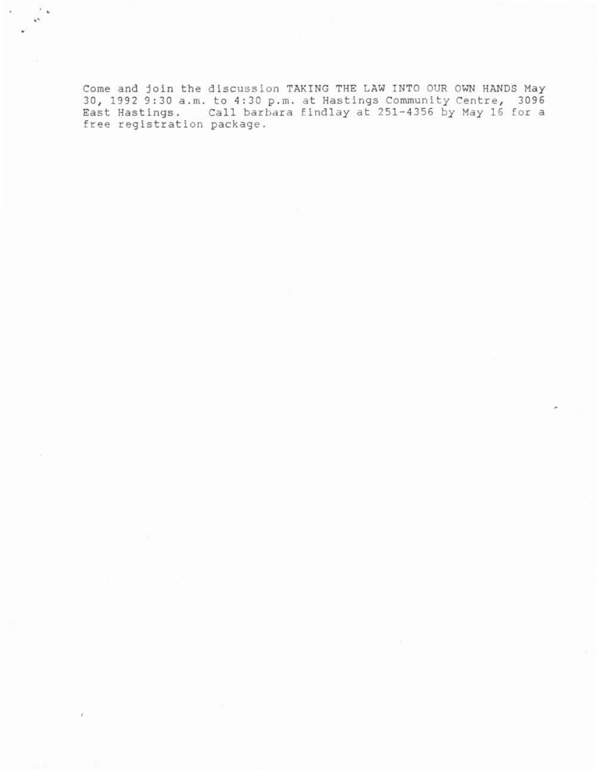Come and join the discussion TAKING THE LAW INTO OUR OWN HANDS May 30, 1992 9:30 a.m. to 4:30 p.m. at Hastings Community Centre, 3096 East Hastings. Call barbara findlay at 251-4356 by May 16 for a free registration package.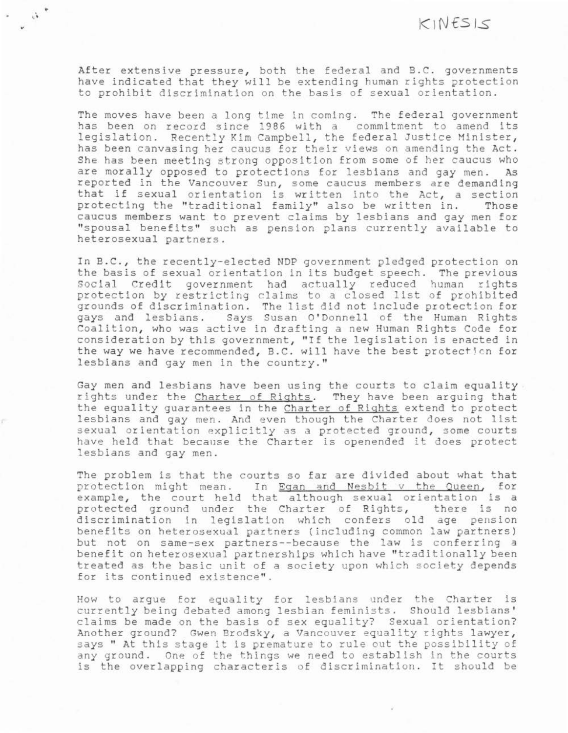KINESIS

After extensive pressure, both the federal and B.C. governments have indicated that they will be extending human rights protection to prohibit discrimination on the basis of sexual orientation.

The moves have been a long time in coming. The federal government has been on record since 1986 with a commitment to amend its legislation. Recently Kim Campbell, the federal Justice Minister, has been canvasing her caucus for their views on amending the Act. She has been meeting strong opposition from some of her caucus who are morally opposed to protections for lesbians and gay men. As reported in the Vancouver Sun, some caucus members are demanding that if sexual orientation is written into the Act, a section protecting the "traditional family" also be written in. Those caucus members want to prevent claims by lesbians and gay men for "spousal benefits" such as pension plans currently available to heterosexual partners.

In B.C., the recently-elected NDP government pledged protection on the basis of sexual orientation in its budget speech. The previous Social Credit government had actually reduced human rights protection by restricting claims to a closed list of prohibited grounds of discrimination. The list did not include protection for gays and lesbians. Says Susan O'Donnell of the Human Rights Coalition, who was active in drafting a new Human Rights Code for consideration by this government, "If the legislation is enacted in the way we have recommended, B.C. will have the best protection for lesbians and gay men in the country."

Gay men and lesbians have been using the courts to claim equality rights under the Charter of Rights. They have been arguing that the equality guarantees in the Charter of Rights extend to protect lesbians and gay men. And even though the Charter does not list sexual orientation explicitly as a protected ground, some courts have held that because the Charter is openended it does protect lesbians and gay men.

The problem is that the courts so far are divided about what that protection might mean. In Egan and Nesbit v the Queen, for example, the court held that although sexual orientation is a protected ground under the Charter of Rights, there is no discrimination in legislation which confers old age pension benefits on heterosexual partners (including common law partners) but not on same-sex partners--because the law is conferring a benefit on heterosexual partnerships which have "traditionally been treated as the basic unit of a society upon which society depends for its continued existence".

How to argue for equality for lesbians under the Charter is currently being debated among lesbian feminists. Should lesbians' claims be made on the basis of sex equality? Sexual orientation? Another ground? Gwen Brodsky, a Vancouver equality rights lawyer, says " At this stage it is premature to rule out the possibility of any ground. One of the things we need to establish in the courts is the overlapping characteris of discrimination. It should be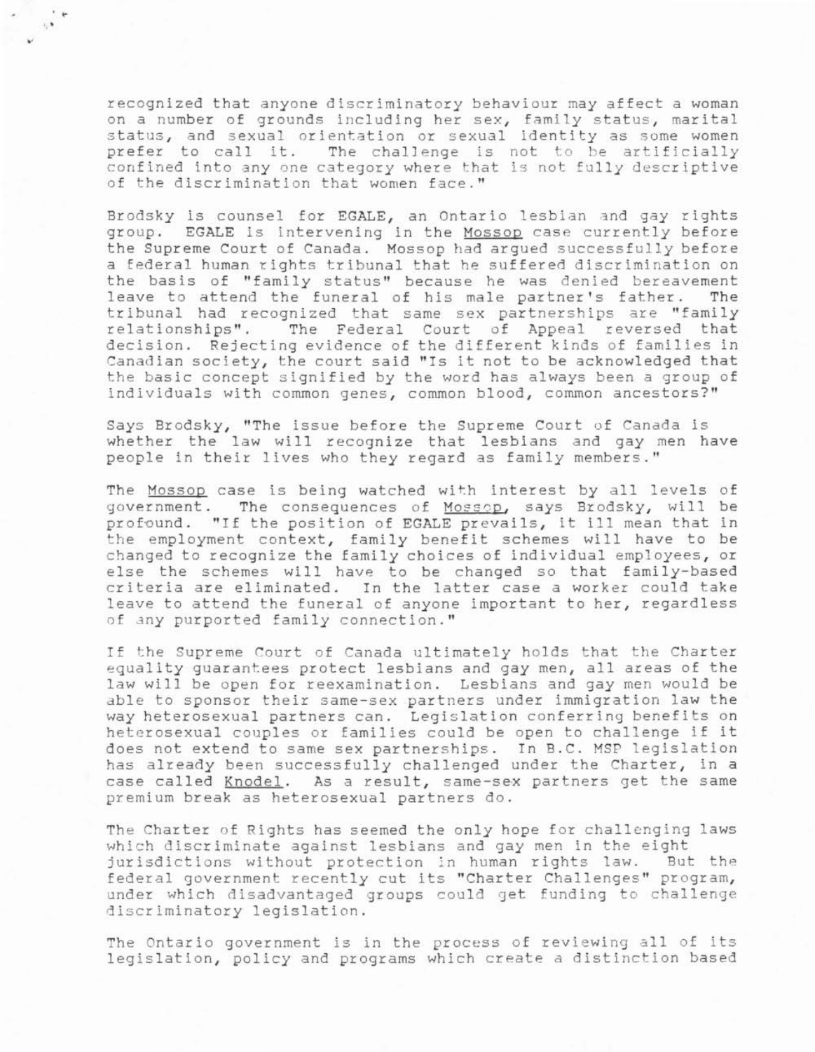recognized that anyone discriminatory behaviour may affect a woman on a number of grounds including her sex, family status, marital status, and sexual orientation or sexual identity as some women prefer to call it. The challenge is not to be artificially confined into any one category where that is not fully descriptive of the discrimination that women face."

Brodsky is counsel for EGALE, an Ontario lesbian and gay rights group. EGALE is intervening in the Mossop case currently before the Supreme Court of Canada. Mossop had argued successfully before a federal human rights tribunal that he suffered discrimination on the basis of "family status" because he was denied bereavement leave to attend the funeral of his male partner's father. The tribunal had recognized that same sex partnerships are "family relationships". The Federal Court of Appeal reversed that decision. Rejecting evidence of the different kinds of families in Canadian society, the court said "Is it not to be acknowledged that the basic concept signified by the word has always been a group of individuals with common genes, common blood, common ancestors?"

Says Brodsky, "The issue before the Supreme Court of Canada is whether the law will recognize that lesbians and gay men have people in their lives who they regard as family members."

The Mossop case is being watched with interest by all levels of government. The consequences of Mossop, says Brodsky, will be profound. "If the position of EGALE prevails, it ill mean that in the employment context, family benefit schemes will have to be changed to recognize the family choices of individual employees, or else the schemes will have to be changed so that family-based criteria are eliminated. In the latter case a worker could take leave to attend the funeral of anyone important to her, regardless of any purported family connection."

If the Supreme Court of Canada ultimately holds that the Charter equality guarantees protect lesbians and gay men, all areas of the law will be open for reexamination. Lesbians and gay men would be able to sponsor their same-sex partners under immigration law the way heterosexual partners can. Legislation conferring benefits on heterosexual couples or families could be open to challenge if it does not extend to same sex partnerships. In B.C. MSP legislation has already been successfully challenged under the Charter, in a case called Knodel. As a result, same-sex partners get the same premium break as heterosexual partners do.

The Charter of Rights has seemed the only hope for challenging laws which discriminate against lesbians and gay men in the eight jurisdictions without protection in human rights law. But the federal government recently cut its "Charter Challenges" program, under which disadvantaged groups could get funding to challenge discriminatory legislation.

The Ontario government is in the process of reviewing all of its legislation, policy and programs which create a distinction based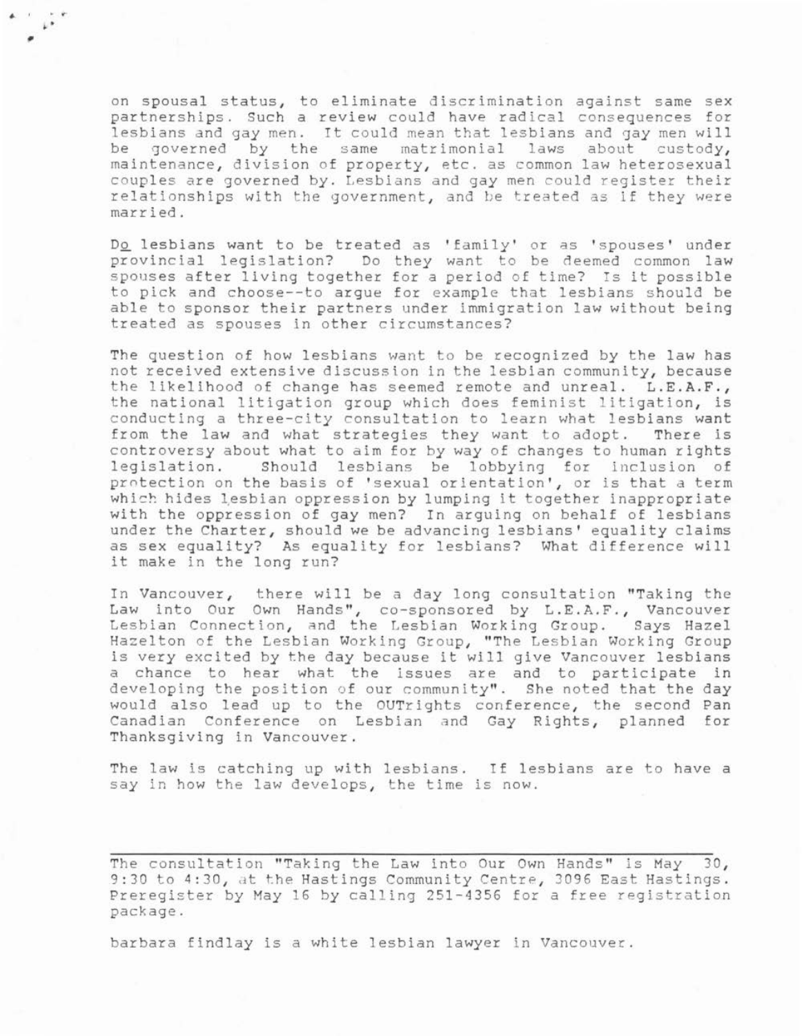on spousal status, to eliminate discrimination against same sex partnerships. Such a review could have radical consequences for lesbians and gay men. It could mean that lesbians and gay men will be governed by the same matrimonial laws about custody, maintenance, division of property, etc. as common law heterosexual couples are governed by. Lesbians and gay men could register their relationships with the government, and be treated as if they were married.

D<u>o</u> lesbians want to be treated as 'family' or as 'spouses' under provincial legislation? Do they want to be deemed common law spouses after living together for a period of time? Is it possible to pick and choose--to argue for example that lesbians should be able to sponsor their partners under immigration law without being treated as spouses in other circumstances?

The question of how lesbians want to be recognized by the law has not received extensive discussion in the lesbian community, because the likelihood of change has seemed remote and unreal. L.E.A.F., the national litigation group which does feminist litigation, is conducting a three-city consultation to learn what lesbians want from the law and what strategies they want to adopt. There is controversy about what to aim for by way of changes to human rights legislation. Should lesbians be lobbying for inclusion of protection on the basis of 'sexual orientation', or is that a term which hides lesbian oppression by lumping it together inappropriate with the oppression of gay men? In arguing on behalf of lesbians under the Charter, should we be advancing lesbians' equality claims as sex equality? As equality for lesbians? What difference will it make in the long run?

In Vancouver, there will be a day long consultation "Taking the Law into Our Own Hands", co-sponsored by L.E.A.F., Vancouver Lesbian Connection, and the Lesbian Working Group. Says Hazel Hazelton of the Lesbian Working Group, "The Lesbian Working Group is very excited by the day because it will give Vancouver lesbians a chance to hear what the issues are and to participate in developing the position of our community". She noted that the day would also lead up to the OUTrights conference, the second Pan Canadian Conference on Lesbian and Gay Rights, planned for Thanksgiving in Vancouver.

The law is catching up with lesbians. If lesbians are to have a say in how the law develops, the time is now.

---

The consultation "Taking the Law into Our Own Hands" is May 30, 9:30 to 4:30, at the Hastings Community Centre, 3096 East Hastings. Preregister by May 16 by calling 251-4356 for a free registration package.

barbara findlay is a white lesbian lawyer in Vancouver.